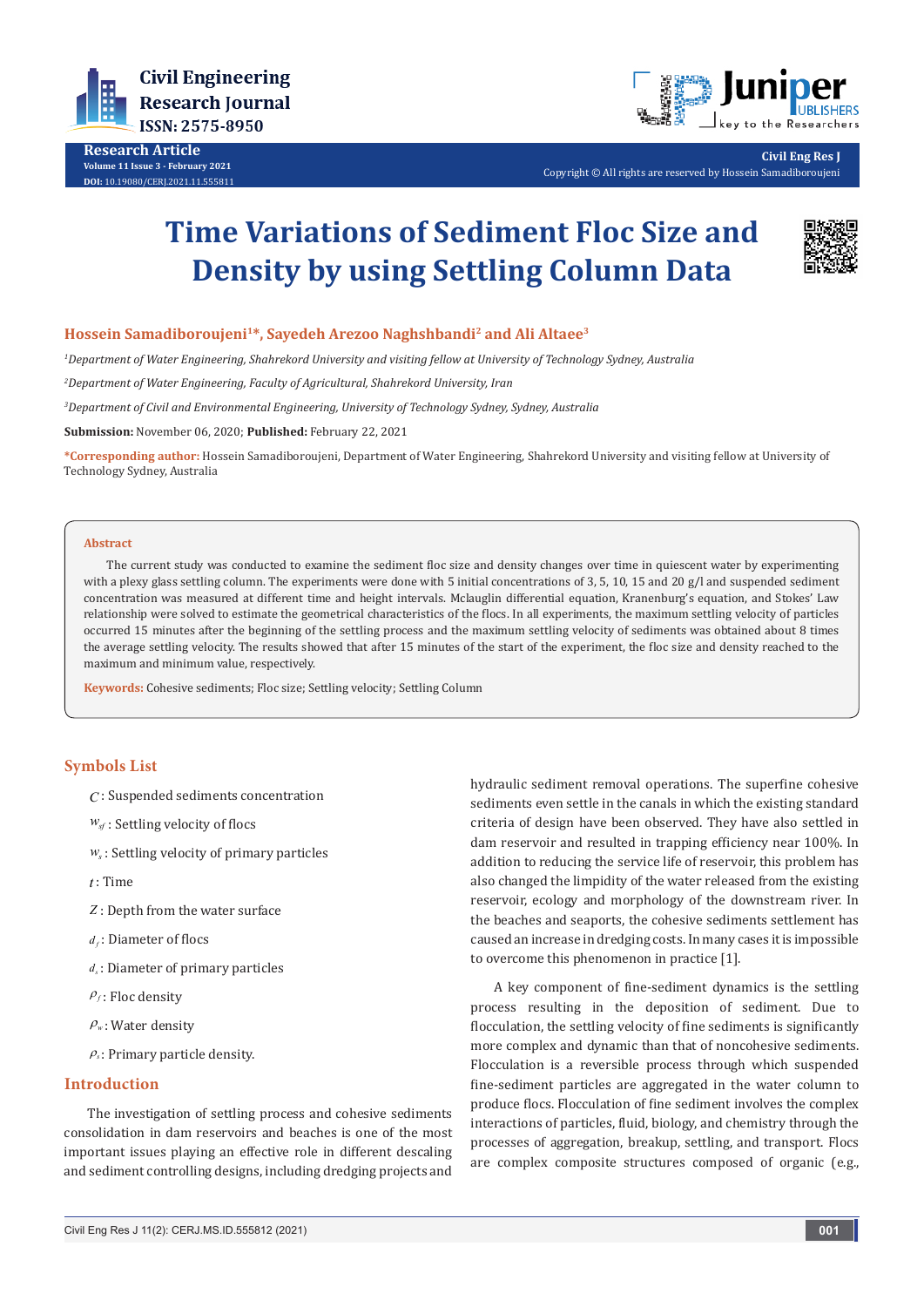# Time Variations of Sediment Floc Size and Density by using Settling Column Data

**Hossein Samadiboroujeni[1]*, Sayedeh Arezoo Naghshbandi[2] and Ali Altaee[3]**

[1]*Department of Water Engineering, Shahrekord University and visiting fellow at University of Technology Sydney, Australia*

[2]*Department of Water Engineering, Faculty of Agricultural, Shahrekord University, Iran*

[3]*Department of Civil and Environmental Engineering, University of Technology Sydney, Sydney, Australia*

**Submission:** November 06, 2020; **Published:** February 22, 2021

***Corresponding author:** Hossein Samadiboroujeni, Department of Water Engineering, Shahrekord University and visiting fellow at University of Technology Sydney, Australia

## Abstract

The current study was conducted to examine the sediment floc size and density changes over time in quiescent water by experimenting with a plexy glass settling column. The experiments were done with 5 initial concentrations of 3, 5, 10, 15 and 20 g/l and suspended sediment concentration was measured at different time and height intervals. Mclauglin differential equation, Kranenburg's equation, and Stokes' Law relationship were solved to estimate the geometrical characteristics of the flocs. In all experiments, the maximum settling velocity of particles occurred 15 minutes after the beginning of the settling process and the maximum settling velocity of sediments was obtained about 8 times the average settling velocity. The results showed that after 15 minutes of the start of the experiment, the floc size and density reached to the maximum and minimum value, respectively.

**Keywords:** Cohesive sediments; Floc size; Settling velocity; Settling Column

## Symbols List

- $C$: Suspended sediments concentration
- $w_{sf}$: Settling velocity of flocs
- $w_s$: Settling velocity of primary particles
- $t$: Time
- $Z$: Depth from the water surface
- $d_f$: Diameter of flocs
- $d_s$: Diameter of primary particles
- $\rho_f$: Floc density
- $\rho_w$: Water density
- $\rho_s$: Primary particle density.

## Introduction

The investigation of settling process and cohesive sediments consolidation in dam reservoirs and beaches is one of the most important issues playing an effective role in different descaling and sediment controlling designs, including dredging projects and hydraulic sediment removal operations. The superfine cohesive sediments even settle in the canals in which the existing standard criteria of design have been observed. They have also settled in dam reservoir and resulted in trapping efficiency near 100%. In addition to reducing the service life of reservoir, this problem has also changed the limpidity of the water released from the existing reservoir, ecology and morphology of the downstream river. In the beaches and seaports, the cohesive sediments settlement has caused an increase in dredging costs. In many cases it is impossible to overcome this phenomenon in practice [1].

A key component of fine-sediment dynamics is the settling process resulting in the deposition of sediment. Due to flocculation, the settling velocity of fine sediments is significantly more complex and dynamic than that of noncohesive sediments. Flocculation is a reversible process through which suspended fine-sediment particles are aggregated in the water column to produce flocs. Flocculation of fine sediment involves the complex interactions of particles, fluid, biology, and chemistry through the processes of aggregation, breakup, settling, and transport. Flocs are complex composite structures composed of organic (e.g.,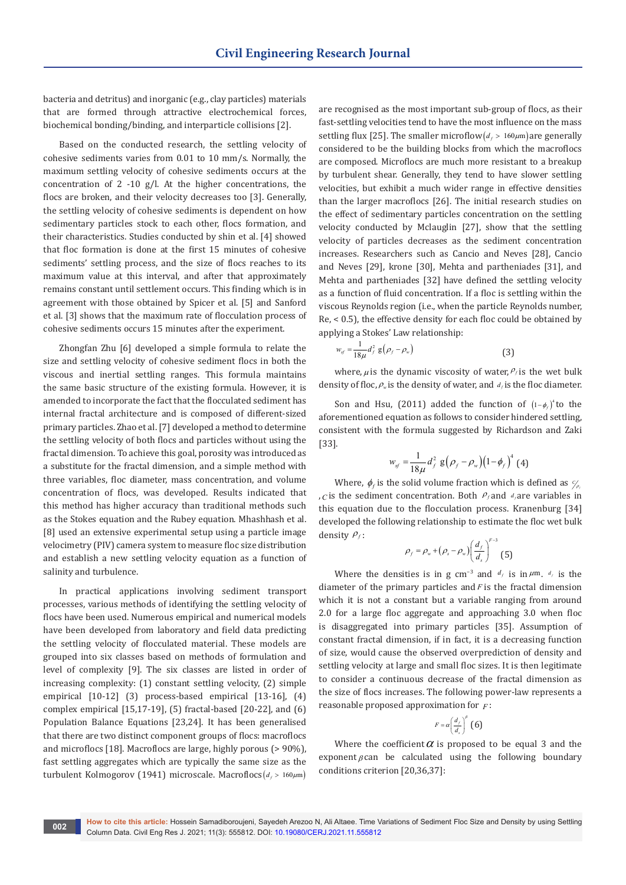bacteria and detritus) and inorganic (e.g., clay particles) materials that are formed through attractive electrochemical forces, biochemical bonding/binding, and interparticle collisions [2].

Based on the conducted research, the settling velocity of cohesive sediments varies from 0.01 to 10 mm/s. Normally, the maximum settling velocity of cohesive sediments occurs at the concentration of 2 -10 g/l. At the higher concentrations, the flocs are broken, and their velocity decreases too [3]. Generally, the settling velocity of cohesive sediments is dependent on how sedimentary particles stock to each other, flocs formation, and their characteristics. Studies conducted by shin et al. [4] showed that floc formation is done at the first 15 minutes of cohesive sediments' settling process, and the size of flocs reaches to its maximum value at this interval, and after that approximately remains constant until settlement occurs. This finding which is in agreement with those obtained by Spicer et al. [5] and Sanford et al. [3] shows that the maximum rate of flocculation process of cohesive sediments occurs 15 minutes after the experiment.

Zhongfan Zhu [6] developed a simple formula to relate the size and settling velocity of cohesive sediment flocs in both the viscous and inertial settling ranges. This formula maintains the same basic structure of the existing formula. However, it is amended to incorporate the fact that the flocculated sediment has internal fractal architecture and is composed of different-sized primary particles. Zhao et al. [7] developed a method to determine the settling velocity of both flocs and particles without using the fractal dimension. To achieve this goal, porosity was introduced as a substitute for the fractal dimension, and a simple method with three variables, floc diameter, mass concentration, and volume concentration of flocs, was developed. Results indicated that this method has higher accuracy than traditional methods such as the Stokes equation and the Rubey equation. Mhashhash et al. [8] used an extensive experimental setup using a particle image velocimetry (PIV) camera system to measure floc size distribution and establish a new settling velocity equation as a function of salinity and turbulence.

In practical applications involving sediment transport processes, various methods of identifying the settling velocity of flocs have been used. Numerous empirical and numerical models have been developed from laboratory and field data predicting the settling velocity of flocculated material. These models are grouped into six classes based on methods of formulation and level of complexity [9]. The six classes are listed in order of increasing complexity: (1) constant settling velocity, (2) simple empirical [10-12] (3) process-based empirical [13-16], (4) complex empirical [15,17-19], (5) fractal-based [20-22], and (6) Population Balance Equations [23,24]. It has been generalised that there are two distinct component groups of flocs: macroflocs and microflocs [18]. Macroflocs are large, highly porous (> 90%), fast settling aggregates which are typically the same size as the turbulent Kolmogorov (1941) microscale. Macroflocs ($d_f$ > 160$\mu$m) are recognised as the most important sub-group of flocs, as their fast-settling velocities tend to have the most influence on the mass settling flux [25]. The smaller microflow ($d_f$ > 160$\mu$m) are generally considered to be the building blocks from which the macroflocs are composed. Microflocs are much more resistant to a breakup by turbulent shear. Generally, they tend to have slower settling velocities, but exhibit a much wider range in effective densities than the larger macroflocs [26]. The initial research studies on the effect of sedimentary particles concentration on the settling velocity conducted by Mclauglin [27], show that the settling velocity of particles decreases as the sediment concentration increases. Researchers such as Cancio and Neves [28], Cancio and Neves [29], krone [30], Mehta and partheniades [31], and Mehta and partheniades [32] have defined the settling velocity as a function of fluid concentration. If a floc is settling within the viscous Reynolds region (i.e., when the particle Reynolds number, Re, < 0.5), the effective density for each floc could be obtained by applying a Stokes' Law relationship:

$$w_{sf} = \frac{1}{18\mu} d_f^2 \, g\left(\rho_f - \rho_w\right) \quad (3)$$

where, $\mu$ is the dynamic viscosity of water, $\rho_f$ is the wet bulk density of floc, $\rho_w$ is the density of water, and $d_f$ is the floc diameter.

Son and Hsu, (2011) added the function of $(1-\phi_f)^4$ to the aforementioned equation as follows to consider hindered settling, consistent with the formula suggested by Richardson and Zaki [33].

$$w_{sf} = \frac{1}{18\mu} d_f^2 \, g\left(\rho_f - \rho_w\right)\left(1-\phi_f\right)^4 \quad (4)$$

Where, $\phi_f$ is the solid volume fraction which is defined as $c/\rho_s$, $c$ is the sediment concentration. Both $\rho_f$ and $d_f$ are variables in this equation due to the flocculation process. Kranenburg [34] developed the following relationship to estimate the floc wet bulk density $\rho_f$:

$$\rho_f = \rho_w + \left(\rho_s - \rho_w\right)\left(\frac{d_f}{d_s}\right)^{F-3} \quad (5)$$

Where the densities is in g cm$^{-3}$ and $d_f$ is in $\mu$m. $d_s$ is the diameter of the primary particles and $F$ is the fractal dimension which it is not a constant but a variable ranging from around 2.0 for a large floc aggregate and approaching 3.0 when floc is disaggregated into primary particles [35]. Assumption of constant fractal dimension, if in fact, it is a decreasing function of size, would cause the observed overprediction of density and settling velocity at large and small floc sizes. It is then legitimate to consider a continuous decrease of the fractal dimension as the size of flocs increases. The following power-law represents a reasonable proposed approximation for $F$:

$$F = \alpha\left(\frac{d_f}{d_s}\right)^{\beta} \quad (6)$$

Where the coefficient $\alpha$ is proposed to be equal 3 and the exponent $\beta$ can be calculated using the following boundary conditions criterion [20,36,37]: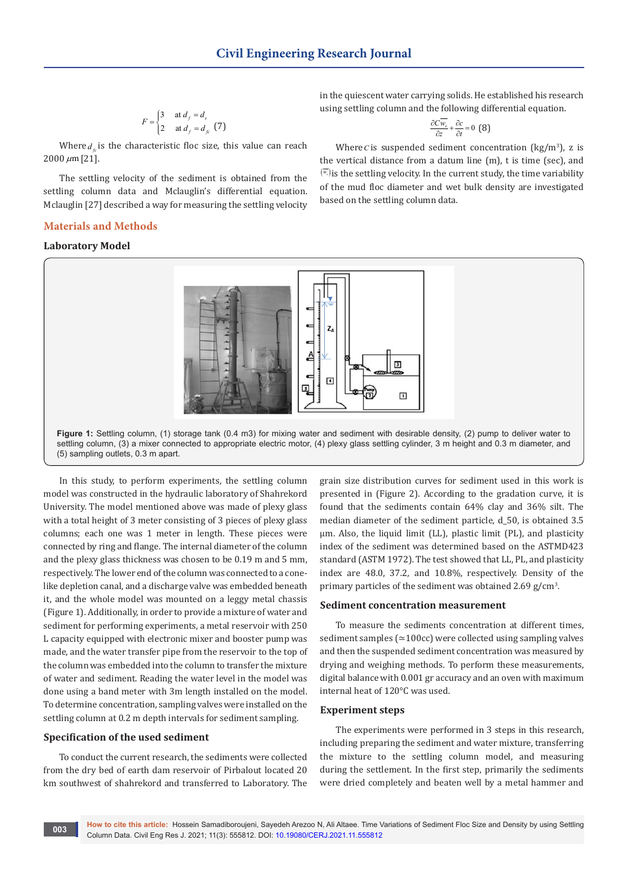$$F = \begin{cases} 3 & \text{at } d_f = d_s \\ 2 & \text{at } d_f = d_{fc} \end{cases} \quad (7)$$

Where $d_{fc}$ is the characteristic floc size, this value can reach 2000 $\mu$m [21].

The settling velocity of the sediment is obtained from the settling column data and Mclauglin's differential equation. Mclauglin [27] described a way for measuring the settling velocity in the quiescent water carrying solids. He established his research using settling column and the following differential equation.

$$\frac{\partial C\overline{w_s}}{\partial z} + \frac{\partial c}{\partial t} = 0 \quad (8)$$

Where $C$ is suspended sediment concentration (kg/m$^3$), z is the vertical distance from a datum line (m), t is time (sec), and $(\overline{w_s})$ is the settling velocity. In the current study, the time variability of the mud floc diameter and wet bulk density are investigated based on the settling column data.

## Materials and Methods

### Laboratory Model

**Figure 1:** Settling column, (1) storage tank (0.4 m3) for mixing water and sediment with desirable density, (2) pump to deliver water to settling column, (3) a mixer connected to appropriate electric motor, (4) plexy glass settling cylinder, 3 m height and 0.3 m diameter, and (5) sampling outlets, 0.3 m apart.

In this study, to perform experiments, the settling column model was constructed in the hydraulic laboratory of Shahrekord University. The model mentioned above was made of plexy glass with a total height of 3 meter consisting of 3 pieces of plexy glass columns; each one was 1 meter in length. These pieces were connected by ring and flange. The internal diameter of the column and the plexy glass thickness was chosen to be 0.19 m and 5 mm, respectively. The lower end of the column was connected to a cone-like depletion canal, and a discharge valve was embedded beneath it, and the whole model was mounted on a leggy metal chassis (Figure 1). Additionally, in order to provide a mixture of water and sediment for performing experiments, a metal reservoir with 250 L capacity equipped with electronic mixer and booster pump was made, and the water transfer pipe from the reservoir to the top of the column was embedded into the column to transfer the mixture of water and sediment. Reading the water level in the model was done using a band meter with 3m length installed on the model. To determine concentration, sampling valves were installed on the settling column at 0.2 m depth intervals for sediment sampling.

### Specification of the used sediment

To conduct the current research, the sediments were collected from the dry bed of earth dam reservoir of Pirbalout located 20 km southwest of shahrekord and transferred to Laboratory. The grain size distribution curves for sediment used in this work is presented in (Figure 2). According to the gradation curve, it is found that the sediments contain 64% clay and 36% silt. The median diameter of the sediment particle, d_50, is obtained 3.5 µm. Also, the liquid limit (LL), plastic limit (PL), and plasticity index of the sediment was determined based on the ASTMD423 standard (ASTM 1972). The test showed that LL, PL, and plasticity index are 48.0, 37.2, and 10.8%, respectively. Density of the primary particles of the sediment was obtained 2.69 g/cm$^3$.

### Sediment concentration measurement

To measure the sediments concentration at different times, sediment samples (≃100cc) were collected using sampling valves and then the suspended sediment concentration was measured by drying and weighing methods. To perform these measurements, digital balance with 0.001 gr accuracy and an oven with maximum internal heat of 120°C was used.

### Experiment steps

The experiments were performed in 3 steps in this research, including preparing the sediment and water mixture, transferring the mixture to the settling column model, and measuring during the settlement. In the first step, primarily the sediments were dried completely and beaten well by a metal hammer and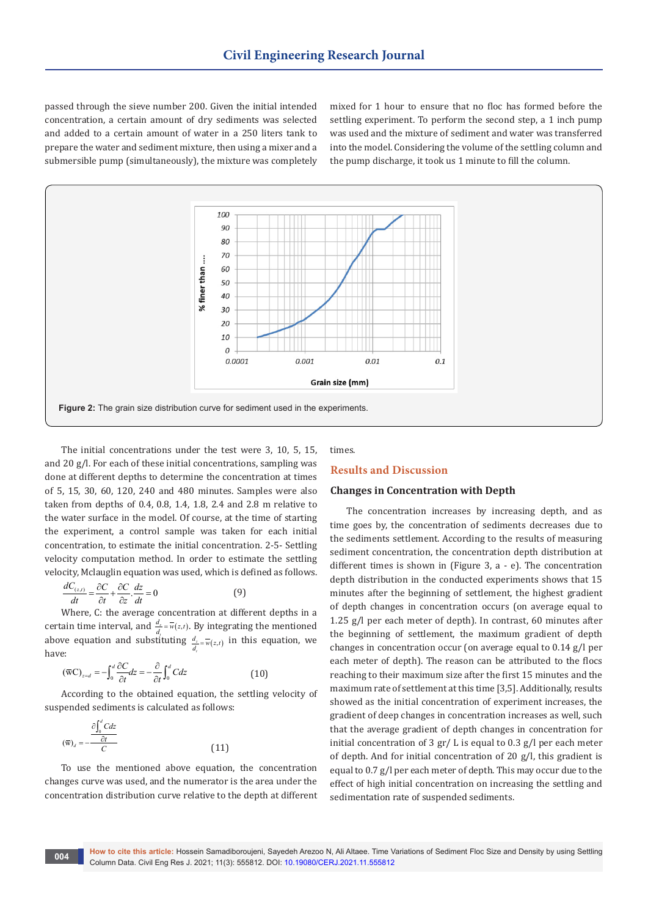passed through the sieve number 200. Given the initial intended concentration, a certain amount of dry sediments was selected and added to a certain amount of water in a 250 liters tank to prepare the water and sediment mixture, then using a mixer and a submersible pump (simultaneously), the mixture was completely mixed for 1 hour to ensure that no floc has formed before the settling experiment. To perform the second step, a 1 inch pump was used and the mixture of sediment and water was transferred into the model. Considering the volume of the settling column and the pump discharge, it took us 1 minute to fill the column.

**Figure 2:** The grain size distribution curve for sediment used in the experiments.

The initial concentrations under the test were 3, 10, 5, 15, and 20 g/l. For each of these initial concentrations, sampling was done at different depths to determine the concentration at times of 5, 15, 30, 60, 120, 240 and 480 minutes. Samples were also taken from depths of 0.4, 0.8, 1.4, 1.8, 2.4 and 2.8 m relative to the water surface in the model. Of course, at the time of starting the experiment, a control sample was taken for each initial concentration, to estimate the initial concentration. 2-5- Settling velocity computation method. In order to estimate the settling velocity, Mclauglin equation was used, which is defined as follows.

$$\frac{dC_{(z,t)}}{dt} = \frac{\partial C}{\partial t} + \frac{\partial C}{\partial z} \cdot \frac{dz}{dt} = 0 \qquad (9)$$

Where, C: the average concentration at different depths in a certain time interval, and $\frac{d_z}{d_t} = \overline{w}(z,t)$. By integrating the mentioned above equation and substituting $\frac{d_z}{d_t} = \overline{w}(z,t)$ in this equation, we have:

$$(\overline{w}C)_{z=d} = -\int_0^d \frac{\partial C}{\partial t} dz = -\frac{\partial}{\partial t}\int_0^d C dz \qquad (10)$$

According to the obtained equation, the settling velocity of suspended sediments is calculated as follows:

$$(\overline{w})_d = -\frac{\dfrac{\partial \int_0^d C dz}{\partial t}}{C} \qquad (11)$$

To use the mentioned above equation, the concentration changes curve was used, and the numerator is the area under the concentration distribution curve relative to the depth at different times.

## Results and Discussion

### Changes in Concentration with Depth

The concentration increases by increasing depth, and as time goes by, the concentration of sediments decreases due to the sediments settlement. According to the results of measuring sediment concentration, the concentration depth distribution at different times is shown in (Figure 3, a - e). The concentration depth distribution in the conducted experiments shows that 15 minutes after the beginning of settlement, the highest gradient of depth changes in concentration occurs (on average equal to 1.25 g/l per each meter of depth). In contrast, 60 minutes after the beginning of settlement, the maximum gradient of depth changes in concentration occur (on average equal to 0.14 g/l per each meter of depth). The reason can be attributed to the flocs reaching to their maximum size after the first 15 minutes and the maximum rate of settlement at this time [3,5]. Additionally, results showed as the initial concentration of experiment increases, the gradient of deep changes in concentration increases as well, such that the average gradient of depth changes in concentration for initial concentration of 3 gr/ L is equal to 0.3 g/l per each meter of depth. And for initial concentration of 20 g/l, this gradient is equal to 0.7 g/l per each meter of depth. This may occur due to the effect of high initial concentration on increasing the settling and sedimentation rate of suspended sediments.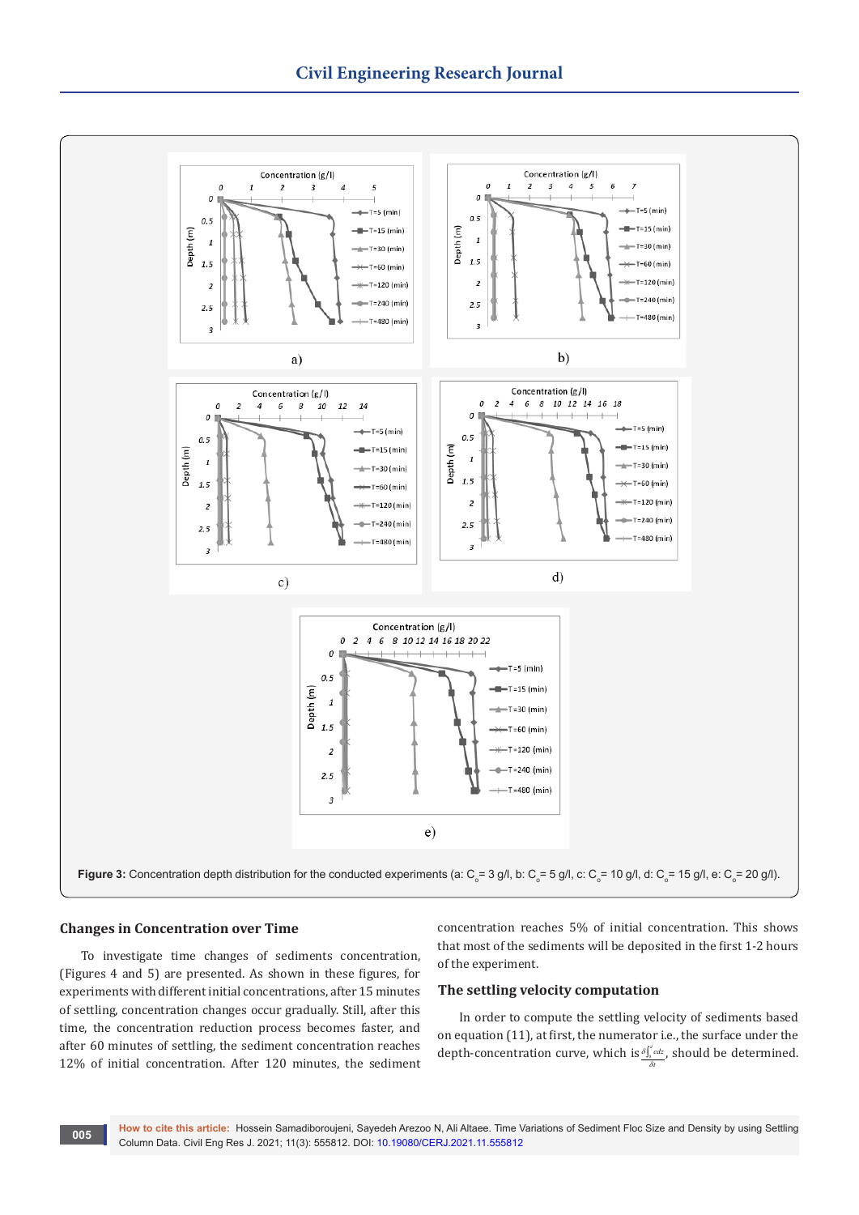Figure 3: Concentration depth distribution for the conducted experiments (a: $C_o$= 3 g/l, b: $C_o$= 5 g/l, c: $C_o$= 10 g/l, d: $C_o$= 15 g/l, e: $C_o$= 20 g/l).

## Changes in Concentration over Time

To investigate time changes of sediments concentration, (Figures 4 and 5) are presented. As shown in these figures, for experiments with different initial concentrations, after 15 minutes of settling, concentration changes occur gradually. Still, after this time, the concentration reduction process becomes faster, and after 60 minutes of settling, the sediment concentration reaches 12% of initial concentration. After 120 minutes, the sediment concentration reaches 5% of initial concentration. This shows that most of the sediments will be deposited in the first 1-2 hours of the experiment.

## The settling velocity computation

In order to compute the settling velocity of sediments based on equation (11), at first, the numerator i.e., the surface under the depth-concentration curve, which is $\frac{\delta \int_{z_1}^{z} c dz}{\delta t}$, should be determined.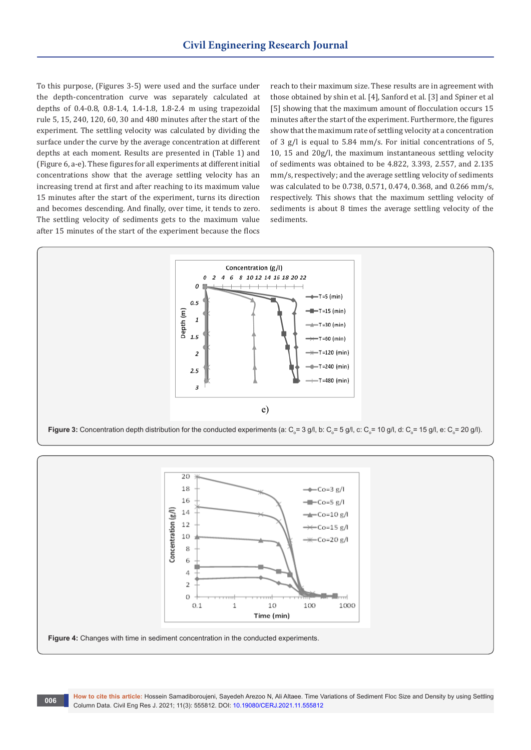To this purpose, (Figures 3-5) were used and the surface under the depth-concentration curve was separately calculated at depths of 0.4-0.8, 0.8-1.4, 1.4-1.8, 1.8-2.4 m using trapezoidal rule 5, 15, 240, 120, 60, 30 and 480 minutes after the start of the experiment. The settling velocity was calculated by dividing the surface under the curve by the average concentration at different depths at each moment. Results are presented in (Table 1) and (Figure 6, a-e). These figures for all experiments at different initial concentrations show that the average settling velocity has an increasing trend at first and after reaching to its maximum value 15 minutes after the start of the experiment, turns its direction and becomes descending. And finally, over time, it tends to zero. The settling velocity of sediments gets to the maximum value after 15 minutes of the start of the experiment because the flocs reach to their maximum size. These results are in agreement with those obtained by shin et al. [4], Sanford et al. [3] and Spiner et al [5] showing that the maximum amount of flocculation occurs 15 minutes after the start of the experiment. Furthermore, the figures show that the maximum rate of settling velocity at a concentration of 3 g/l is equal to 5.84 mm/s. For initial concentrations of 5, 10, 15 and 20g/l, the maximum instantaneous settling velocity of sediments was obtained to be 4.822, 3.393, 2.557, and 2.135 mm/s, respectively; and the average settling velocity of sediments was calculated to be 0.738, 0.571, 0.474, 0.368, and 0.266 mm/s, respectively. This shows that the maximum settling velocity of sediments is about 8 times the average settling velocity of the sediments.

**Figure 3:** Concentration depth distribution for the conducted experiments (a: $C_o$= 3 g/l, b: $C_o$= 5 g/l, c: $C_o$= 10 g/l, d: $C_o$= 15 g/l, e: $C_o$= 20 g/l).

**Figure 4:** Changes with time in sediment concentration in the conducted experiments.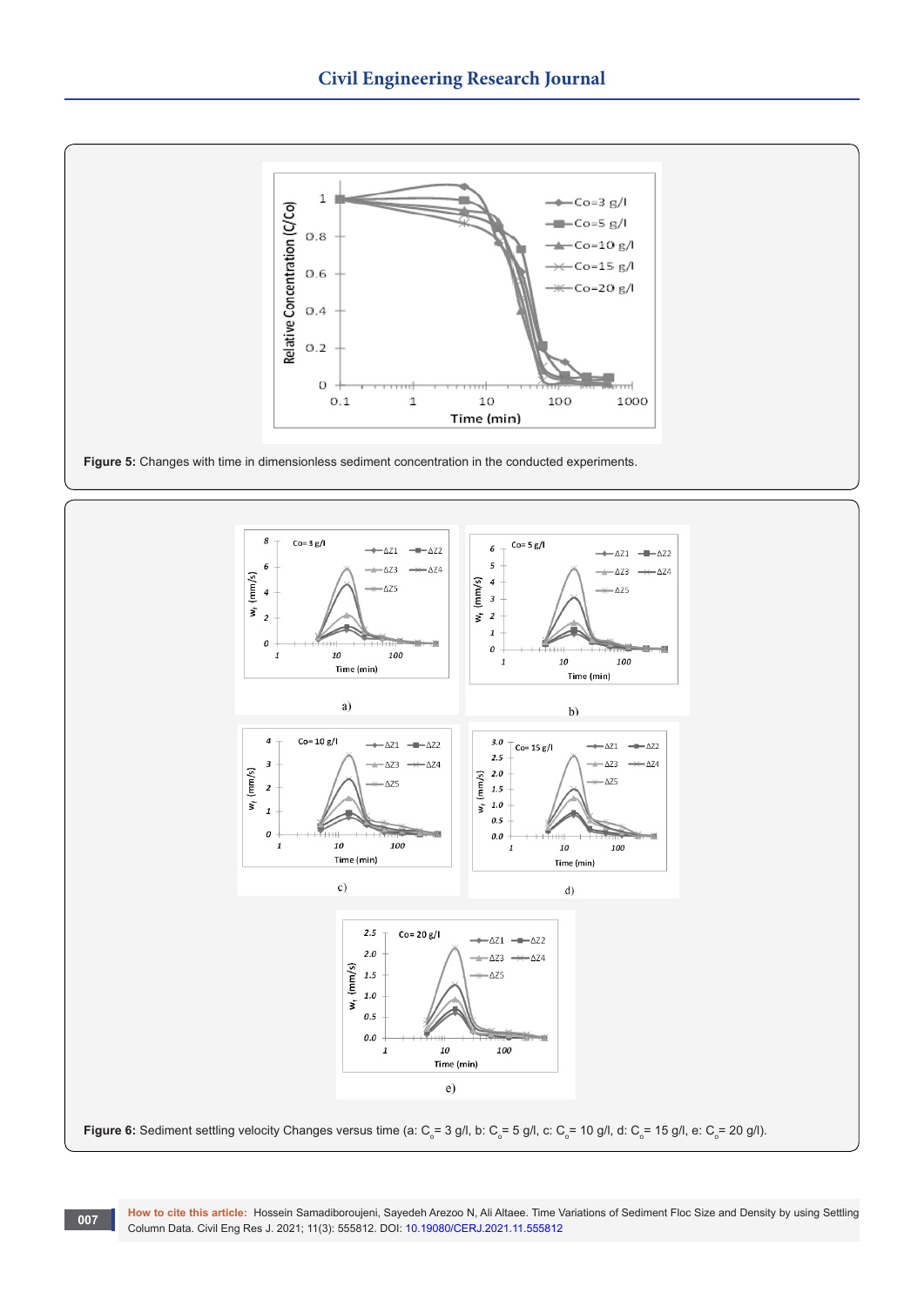**Figure 5:** Changes with time in dimensionless sediment concentration in the conducted experiments.

**Figure 6:** Sediment settling velocity Changes versus time (a: $C_o$ = 3 g/l, b: $C_o$ = 5 g/l, c: $C_o$ = 10 g/l, d: $C_o$ = 15 g/l, e: $C_o$ = 20 g/l).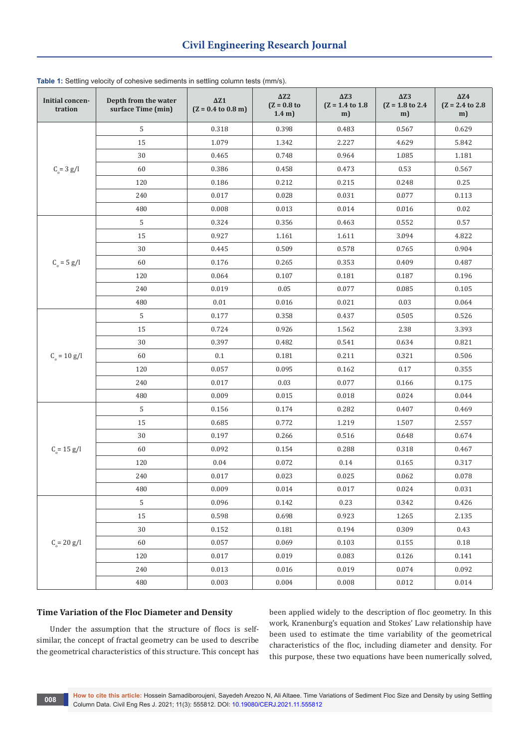**Table 1:** Settling velocity of cohesive sediments in settling column tests (mm/s).

| Initial concentration | Depth from the water surface Time (min) | ΔZ1 (Z = 0.4 to 0.8 m) | ΔZ2 (Z = 0.8 to 1.4 m) | ΔZ3 (Z = 1.4 to 1.8 m) | ΔZ3 (Z = 1.8 to 2.4 m) | ΔZ4 (Z = 2.4 to 2.8 m) |
|---|---|---|---|---|---|---|
| $C_o$ = 3 g/l | 5 | 0.318 | 0.398 | 0.483 | 0.567 | 0.629 |
| | 15 | 1.079 | 1.342 | 2.227 | 4.629 | 5.842 |
| | 30 | 0.465 | 0.748 | 0.964 | 1.085 | 1.181 |
| | 60 | 0.386 | 0.458 | 0.473 | 0.53 | 0.567 |
| | 120 | 0.186 | 0.212 | 0.215 | 0.248 | 0.25 |
| | 240 | 0.017 | 0.028 | 0.031 | 0.077 | 0.113 |
| | 480 | 0.008 | 0.013 | 0.014 | 0.016 | 0.02 |
| $C_o$ = 5 g/l | 5 | 0.324 | 0.356 | 0.463 | 0.552 | 0.57 |
| | 15 | 0.927 | 1.161 | 1.611 | 3.094 | 4.822 |
| | 30 | 0.445 | 0.509 | 0.578 | 0.765 | 0.904 |
| | 60 | 0.176 | 0.265 | 0.353 | 0.409 | 0.487 |
| | 120 | 0.064 | 0.107 | 0.181 | 0.187 | 0.196 |
| | 240 | 0.019 | 0.05 | 0.077 | 0.085 | 0.105 |
| | 480 | 0.01 | 0.016 | 0.021 | 0.03 | 0.064 |
| $C_o$ = 10 g/l | 5 | 0.177 | 0.358 | 0.437 | 0.505 | 0.526 |
| | 15 | 0.724 | 0.926 | 1.562 | 2.38 | 3.393 |
| | 30 | 0.397 | 0.482 | 0.541 | 0.634 | 0.821 |
| | 60 | 0.1 | 0.181 | 0.211 | 0.321 | 0.506 |
| | 120 | 0.057 | 0.095 | 0.162 | 0.17 | 0.355 |
| | 240 | 0.017 | 0.03 | 0.077 | 0.166 | 0.175 |
| | 480 | 0.009 | 0.015 | 0.018 | 0.024 | 0.044 |
| $C_o$ = 15 g/l | 5 | 0.156 | 0.174 | 0.282 | 0.407 | 0.469 |
| | 15 | 0.685 | 0.772 | 1.219 | 1.507 | 2.557 |
| | 30 | 0.197 | 0.266 | 0.516 | 0.648 | 0.674 |
| | 60 | 0.092 | 0.154 | 0.288 | 0.318 | 0.467 |
| | 120 | 0.04 | 0.072 | 0.14 | 0.165 | 0.317 |
| | 240 | 0.017 | 0.023 | 0.025 | 0.062 | 0.078 |
| | 480 | 0.009 | 0.014 | 0.017 | 0.024 | 0.031 |
| $C_o$ = 20 g/l | 5 | 0.096 | 0.142 | 0.23 | 0.342 | 0.426 |
| | 15 | 0.598 | 0.698 | 0.923 | 1.265 | 2.135 |
| | 30 | 0.152 | 0.181 | 0.194 | 0.309 | 0.43 |
| | 60 | 0.057 | 0.069 | 0.103 | 0.155 | 0.18 |
| | 120 | 0.017 | 0.019 | 0.083 | 0.126 | 0.141 |
| | 240 | 0.013 | 0.016 | 0.019 | 0.074 | 0.092 |
| | 480 | 0.003 | 0.004 | 0.008 | 0.012 | 0.014 |

## Time Variation of the Floc Diameter and Density

Under the assumption that the structure of flocs is self-similar, the concept of fractal geometry can be used to describe the geometrical characteristics of this structure. This concept has been applied widely to the description of floc geometry. In this work, Kranenburg's equation and Stokes' Law relationship have been used to estimate the time variability of the geometrical characteristics of the floc, including diameter and density. For this purpose, these two equations have been numerically solved,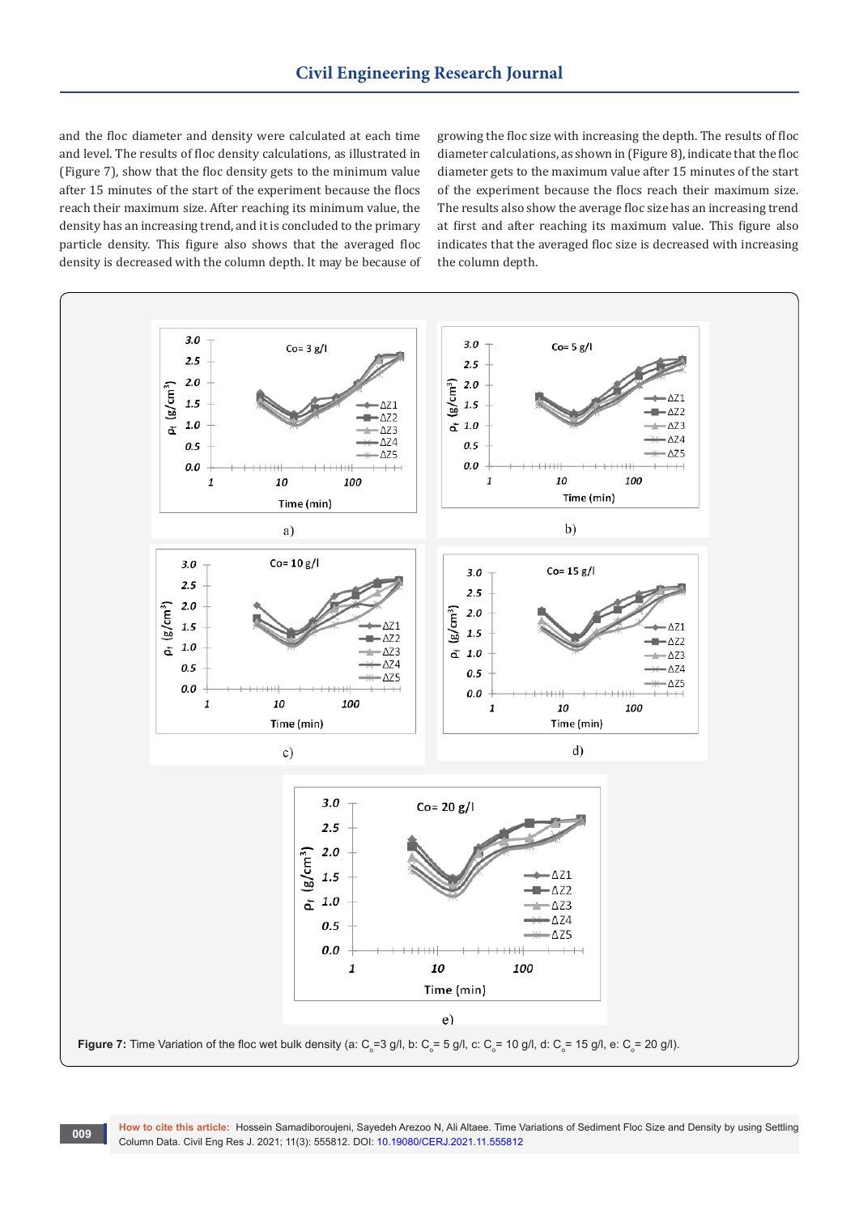and the floc diameter and density were calculated at each time and level. The results of floc density calculations, as illustrated in (Figure 7), show that the floc density gets to the minimum value after 15 minutes of the start of the experiment because the flocs reach their maximum size. After reaching its minimum value, the density has an increasing trend, and it is concluded to the primary particle density. This figure also shows that the averaged floc density is decreased with the column depth. It may be because of growing the floc size with increasing the depth. The results of floc diameter calculations, as shown in (Figure 8), indicate that the floc diameter gets to the maximum value after 15 minutes of the start of the experiment because the flocs reach their maximum size. The results also show the average floc size has an increasing trend at first and after reaching its maximum value. This figure also indicates that the averaged floc size is decreased with increasing the column depth.

**Figure 7:** Time Variation of the floc wet bulk density (a: $C_o$=3 g/l, b: $C_o$= 5 g/l, c: $C_o$= 10 g/l, d: $C_o$= 15 g/l, e: $C_o$= 20 g/l).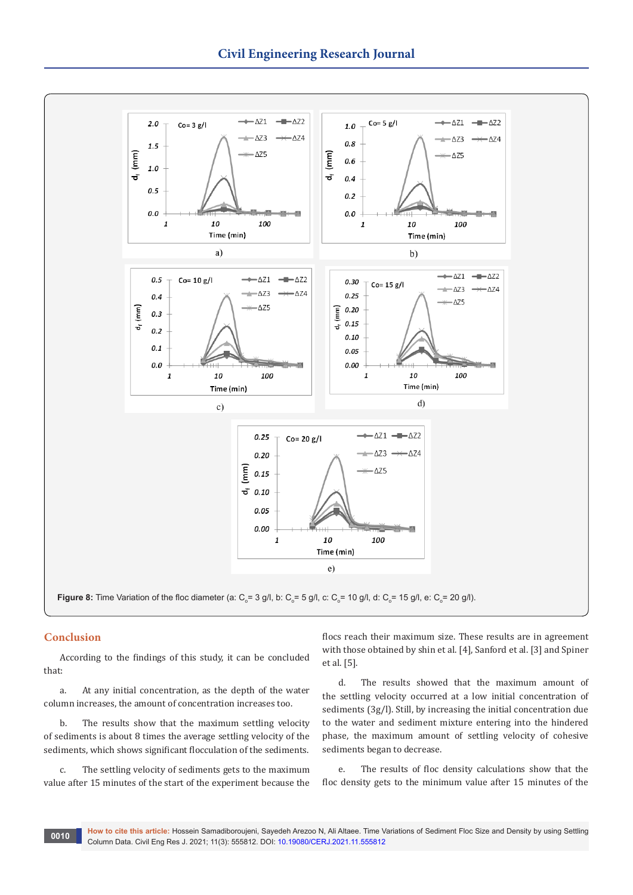Figure 8: Time Variation of the floc diameter (a: $C_o$= 3 g/l, b: $C_o$= 5 g/l, c: $C_o$= 10 g/l, d: $C_o$= 15 g/l, e: $C_o$= 20 g/l).

## Conclusion

According to the findings of this study, it can be concluded that:

a. At any initial concentration, as the depth of the water column increases, the amount of concentration increases too.

b. The results show that the maximum settling velocity of sediments is about 8 times the average settling velocity of the sediments, which shows significant flocculation of the sediments.

c. The settling velocity of sediments gets to the maximum value after 15 minutes of the start of the experiment because the flocs reach their maximum size. These results are in agreement with those obtained by shin et al. [4], Sanford et al. [3] and Spiner et al. [5].

d. The results showed that the maximum amount of the settling velocity occurred at a low initial concentration of sediments (3g/l). Still, by increasing the initial concentration due to the water and sediment mixture entering into the hindered phase, the maximum amount of settling velocity of cohesive sediments began to decrease.

e. The results of floc density calculations show that the floc density gets to the minimum value after 15 minutes of the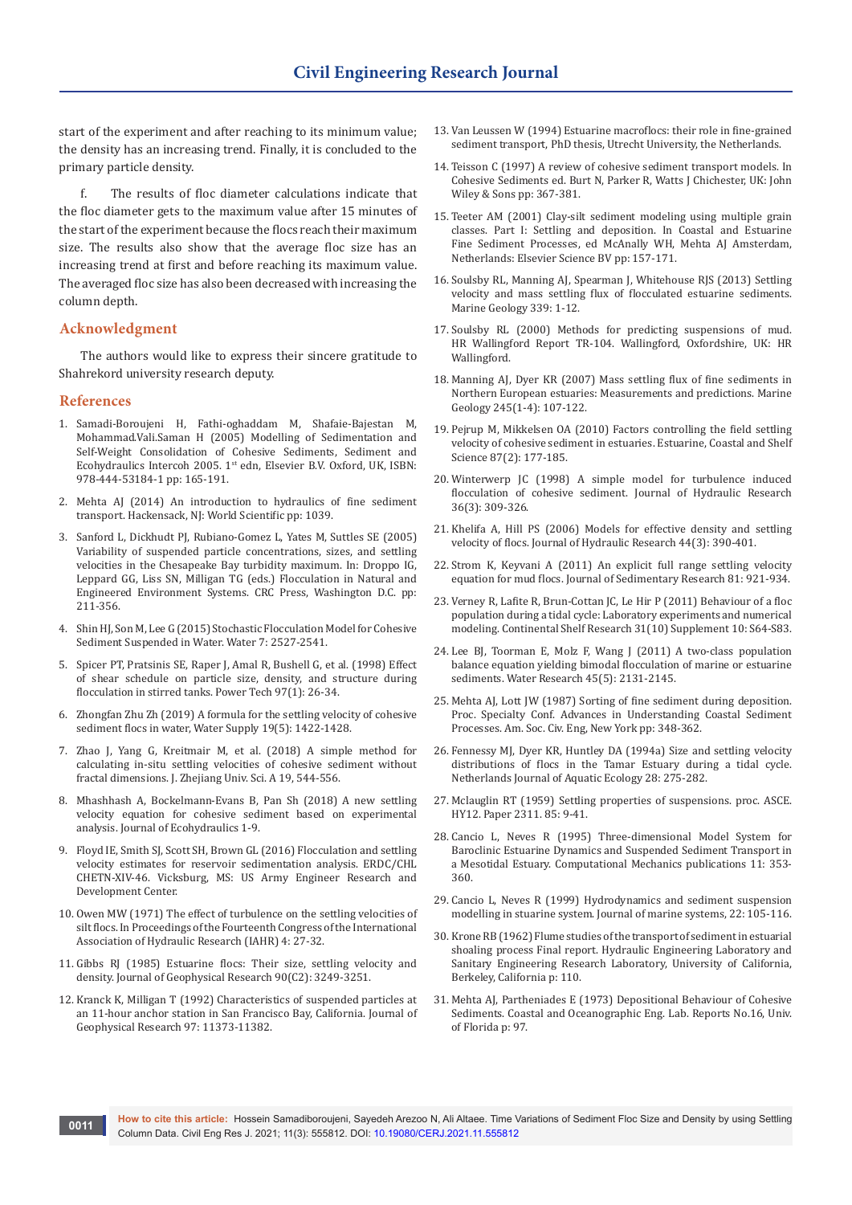start of the experiment and after reaching to its minimum value; the density has an increasing trend. Finally, it is concluded to the primary particle density.

f. The results of floc diameter calculations indicate that the floc diameter gets to the maximum value after 15 minutes of the start of the experiment because the flocs reach their maximum size. The results also show that the average floc size has an increasing trend at first and before reaching its maximum value. The averaged floc size has also been decreased with increasing the column depth.

## Acknowledgment

The authors would like to express their sincere gratitude to Shahrekord university research deputy.

## References

1. Samadi-Boroujeni H, Fathi-oghaddam M, Shafaie-Bajestan M, Mohammad.Vali.Saman H (2005) Modelling of Sedimentation and Self-Weight Consolidation of Cohesive Sediments, Sediment and Ecohydraulics Intercoh 2005. 1st edn, Elsevier B.V. Oxford, UK, ISBN: 978-444-53184-1 pp: 165-191.
2. Mehta AJ (2014) An introduction to hydraulics of fine sediment transport. Hackensack, NJ: World Scientific pp: 1039.
3. Sanford L, Dickhudt PJ, Rubiano-Gomez L, Yates M, Suttles SE (2005) Variability of suspended particle concentrations, sizes, and settling velocities in the Chesapeake Bay turbidity maximum. In: Droppo IG, Leppard GG, Liss SN, Milligan TG (eds.) Flocculation in Natural and Engineered Environment Systems. CRC Press, Washington D.C. pp: 211-356.
4. Shin HJ, Son M, Lee G (2015) Stochastic Flocculation Model for Cohesive Sediment Suspended in Water. Water 7: 2527-2541.
5. Spicer PT, Pratsinis SE, Raper J, Amal R, Bushell G, et al. (1998) Effect of shear schedule on particle size, density, and structure during flocculation in stirred tanks. Power Tech 97(1): 26-34.
6. Zhongfan Zhu Zh (2019) A formula for the settling velocity of cohesive sediment flocs in water, Water Supply 19(5): 1422-1428.
7. Zhao J, Yang G, Kreitmair M, et al. (2018) A simple method for calculating in-situ settling velocities of cohesive sediment without fractal dimensions. J. Zhejiang Univ. Sci. A 19, 544-556.
8. Mhashhash A, Bockelmann-Evans B, Pan Sh (2018) A new settling velocity equation for cohesive sediment based on experimental analysis. Journal of Ecohydraulics 1-9.
9. Floyd IE, Smith SJ, Scott SH, Brown GL (2016) Flocculation and settling velocity estimates for reservoir sedimentation analysis. ERDC/CHL CHETN-XIV-46. Vicksburg, MS: US Army Engineer Research and Development Center.
10. Owen MW (1971) The effect of turbulence on the settling velocities of silt flocs. In Proceedings of the Fourteenth Congress of the International Association of Hydraulic Research (IAHR) 4: 27-32.
11. Gibbs RJ (1985) Estuarine flocs: Their size, settling velocity and density. Journal of Geophysical Research 90(C2): 3249-3251.
12. Kranck K, Milligan T (1992) Characteristics of suspended particles at an 11-hour anchor station in San Francisco Bay, California. Journal of Geophysical Research 97: 11373-11382.
13. Van Leussen W (1994) Estuarine macroflocs: their role in fine-grained sediment transport, PhD thesis, Utrecht University, the Netherlands.
14. Teisson C (1997) A review of cohesive sediment transport models. In Cohesive Sediments ed. Burt N, Parker R, Watts J Chichester, UK: John Wiley & Sons pp: 367-381.
15. Teeter AM (2001) Clay-silt sediment modeling using multiple grain classes. Part I: Settling and deposition. In Coastal and Estuarine Fine Sediment Processes, ed McAnally WH, Mehta AJ Amsterdam, Netherlands: Elsevier Science BV pp: 157-171.
16. Soulsby RL, Manning AJ, Spearman J, Whitehouse RJS (2013) Settling velocity and mass settling flux of flocculated estuarine sediments. Marine Geology 339: 1-12.
17. Soulsby RL (2000) Methods for predicting suspensions of mud. HR Wallingford Report TR-104. Wallingford, Oxfordshire, UK: HR Wallingford.
18. Manning AJ, Dyer KR (2007) Mass settling flux of fine sediments in Northern European estuaries: Measurements and predictions. Marine Geology 245(1-4): 107-122.
19. Pejrup M, Mikkelsen OA (2010) Factors controlling the field settling velocity of cohesive sediment in estuaries. Estuarine, Coastal and Shelf Science 87(2): 177-185.
20. Winterwerp JC (1998) A simple model for turbulence induced flocculation of cohesive sediment. Journal of Hydraulic Research 36(3): 309-326.
21. Khelifa A, Hill PS (2006) Models for effective density and settling velocity of flocs. Journal of Hydraulic Research 44(3): 390-401.
22. Strom K, Keyvani A (2011) An explicit full range settling velocity equation for mud flocs. Journal of Sedimentary Research 81: 921-934.
23. Verney R, Lafite R, Brun-Cottan JC, Le Hir P (2011) Behaviour of a floc population during a tidal cycle: Laboratory experiments and numerical modeling. Continental Shelf Research 31(10) Supplement 10: S64-S83.
24. Lee BJ, Toorman E, Molz F, Wang J (2011) A two-class population balance equation yielding bimodal flocculation of marine or estuarine sediments. Water Research 45(5): 2131-2145.
25. Mehta AJ, Lott JW (1987) Sorting of fine sediment during deposition. Proc. Specialty Conf. Advances in Understanding Coastal Sediment Processes. Am. Soc. Civ. Eng, New York pp: 348-362.
26. Fennessy MJ, Dyer KR, Huntley DA (1994a) Size and settling velocity distributions of flocs in the Tamar Estuary during a tidal cycle. Netherlands Journal of Aquatic Ecology 28: 275-282.
27. Mclauglin RT (1959) Settling properties of suspensions. proc. ASCE. HY12. Paper 2311. 85: 9-41.
28. Cancio L, Neves R (1995) Three-dimensional Model System for Baroclinic Estuarine Dynamics and Suspended Sediment Transport in a Mesotidal Estuary. Computational Mechanics publications 11: 353-360.
29. Cancio L, Neves R (1999) Hydrodynamics and sediment suspension modelling in stuarine system. Journal of marine systems, 22: 105-116.
30. Krone RB (1962) Flume studies of the transport of sediment in estuarial shoaling process Final report. Hydraulic Engineering Laboratory and Sanitary Engineering Research Laboratory, University of California, Berkeley, California p: 110.
31. Mehta AJ, Partheniades E (1973) Depositional Behaviour of Cohesive Sediments. Coastal and Oceanographic Eng. Lab. Reports No.16, Univ. of Florida p: 97.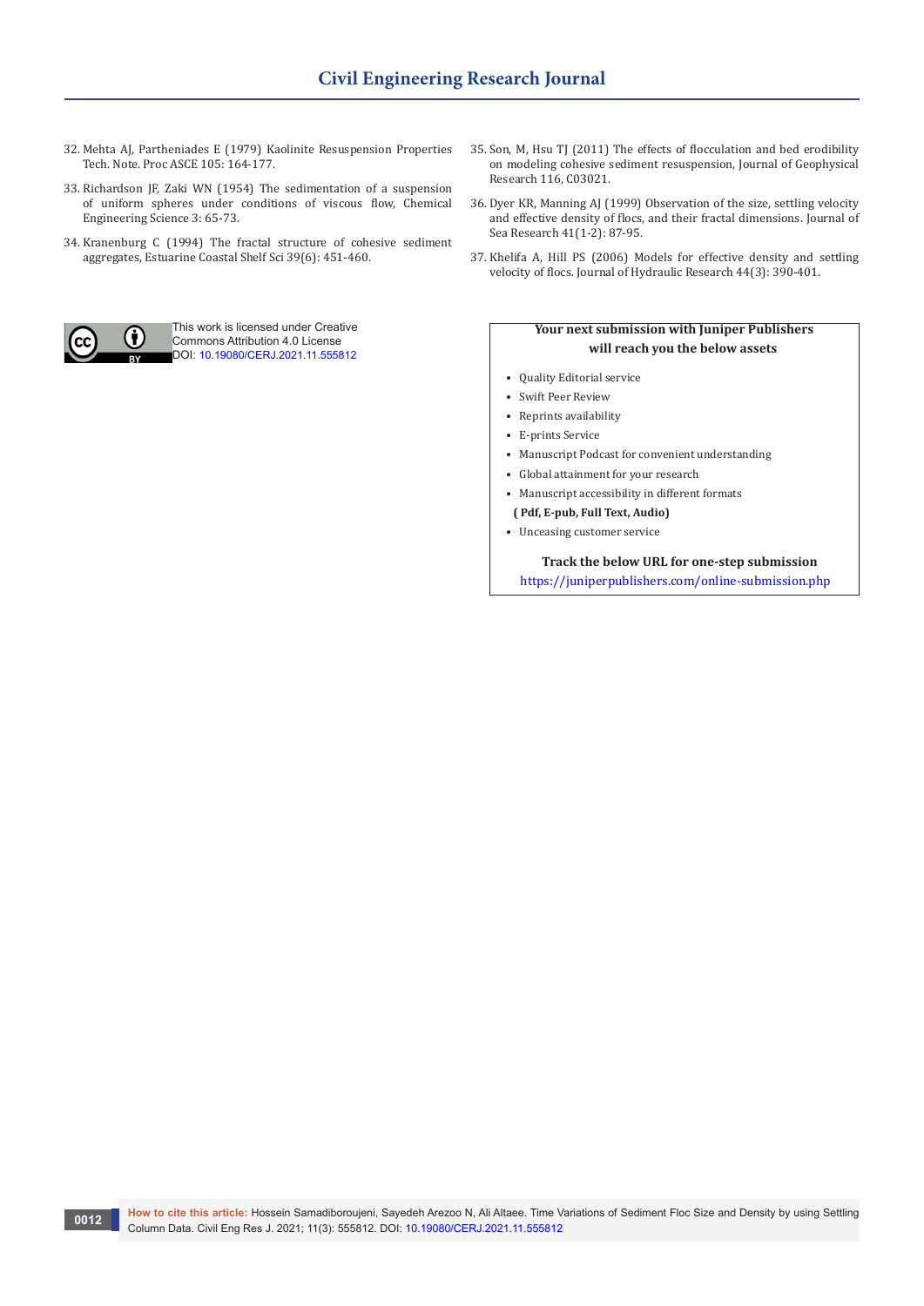32. Mehta AJ, Partheniades E (1979) Kaolinite Resuspension Properties Tech. Note. Proc ASCE 105: 164-177.
33. Richardson JF, Zaki WN (1954) The sedimentation of a suspension of uniform spheres under conditions of viscous flow, Chemical Engineering Science 3: 65-73.
34. Kranenburg C (1994) The fractal structure of cohesive sediment aggregates, Estuarine Coastal Shelf Sci 39(6): 451-460.
35. Son, M, Hsu TJ (2011) The effects of flocculation and bed erodibility on modeling cohesive sediment resuspension, Journal of Geophysical Research 116, C03021.
36. Dyer KR, Manning AJ (1999) Observation of the size, settling velocity and effective density of flocs, and their fractal dimensions. Journal of Sea Research 41(1-2): 87-95.
37. Khelifa A, Hill PS (2006) Models for effective density and settling velocity of flocs. Journal of Hydraulic Research 44(3): 390-401.

This work is licensed under Creative Commons Attribution 4.0 License
DOI: 10.19080/CERJ.2021.11.555812

**Your next submission with Juniper Publishers will reach you the below assets**

- Quality Editorial service
- Swift Peer Review
- Reprints availability
- E-prints Service
- Manuscript Podcast for convenient understanding
- Global attainment for your research
- Manuscript accessibility in different formats
  **( Pdf, E-pub, Full Text, Audio)**
- Unceasing customer service

**Track the below URL for one-step submission**
https://juniperpublishers.com/online-submission.php

**How to cite this article:** Hossein Samadiboroujeni, Sayedeh Arezoo N, Ali Altaee. Time Variations of Sediment Floc Size and Density by using Settling Column Data. Civil Eng Res J. 2021; 11(3): 555812. DOI: 10.19080/CERJ.2021.11.555812